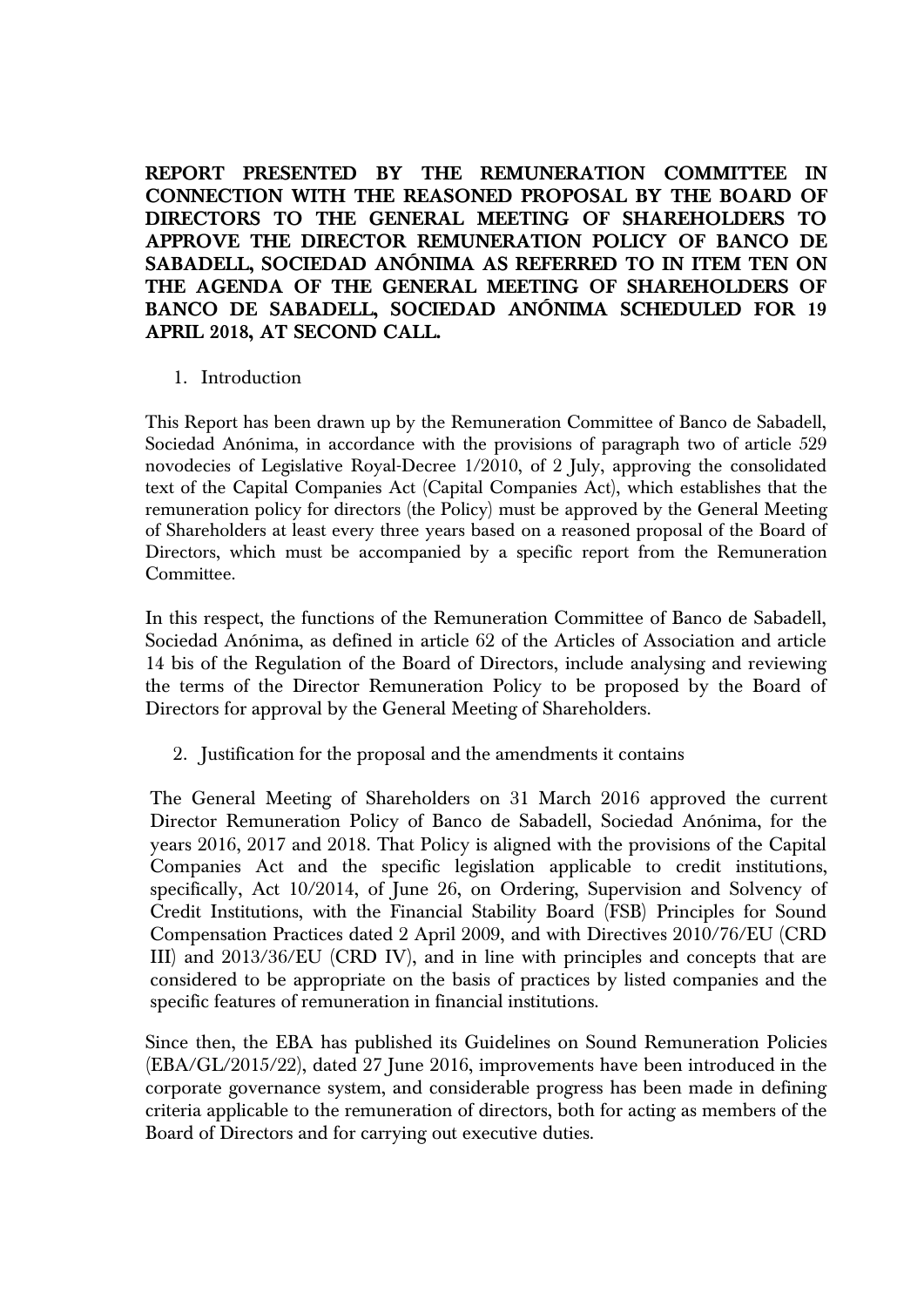**REPORT PRESENTED BY THE REMUNERATION COMMITTEE IN CONNECTION WITH THE REASONED PROPOSAL BY THE BOARD OF DIRECTORS TO THE GENERAL MEETING OF SHAREHOLDERS TO APPROVE THE DIRECTOR REMUNERATION POLICY OF BANCO DE SABADELL, SOCIEDAD ANÓNIMA AS REFERRED TO IN ITEM TEN ON THE AGENDA OF THE GENERAL MEETING OF SHAREHOLDERS OF BANCO DE SABADELL, SOCIEDAD ANÓNIMA SCHEDULED FOR 19 APRIL 2018, AT SECOND CALL.**

1. Introduction

This Report has been drawn up by the Remuneration Committee of Banco de Sabadell, Sociedad Anónima, in accordance with the provisions of paragraph two of article 529 novodecies of Legislative Royal-Decree 1/2010, of 2 July, approving the consolidated text of the Capital Companies Act (Capital Companies Act), which establishes that the remuneration policy for directors (the Policy) must be approved by the General Meeting of Shareholders at least every three years based on a reasoned proposal of the Board of Directors, which must be accompanied by a specific report from the Remuneration Committee.

In this respect, the functions of the Remuneration Committee of Banco de Sabadell, Sociedad Anónima, as defined in article 62 of the Articles of Association and article 14 bis of the Regulation of the Board of Directors, include analysing and reviewing the terms of the Director Remuneration Policy to be proposed by the Board of Directors for approval by the General Meeting of Shareholders.

2. Justification for the proposal and the amendments it contains

The General Meeting of Shareholders on 31 March 2016 approved the current Director Remuneration Policy of Banco de Sabadell, Sociedad Anónima, for the years 2016, 2017 and 2018. That Policy is aligned with the provisions of the Capital Companies Act and the specific legislation applicable to credit institutions, specifically, Act 10/2014, of June 26, on Ordering, Supervision and Solvency of Credit Institutions, with the Financial Stability Board (FSB) Principles for Sound Compensation Practices dated 2 April 2009, and with Directives 2010/76/EU (CRD III) and 2013/36/EU (CRD IV), and in line with principles and concepts that are considered to be appropriate on the basis of practices by listed companies and the specific features of remuneration in financial institutions.

Since then, the EBA has published its Guidelines on Sound Remuneration Policies (EBA/GL/2015/22), dated 27 June 2016, improvements have been introduced in the corporate governance system, and considerable progress has been made in defining criteria applicable to the remuneration of directors, both for acting as members of the Board of Directors and for carrying out executive duties.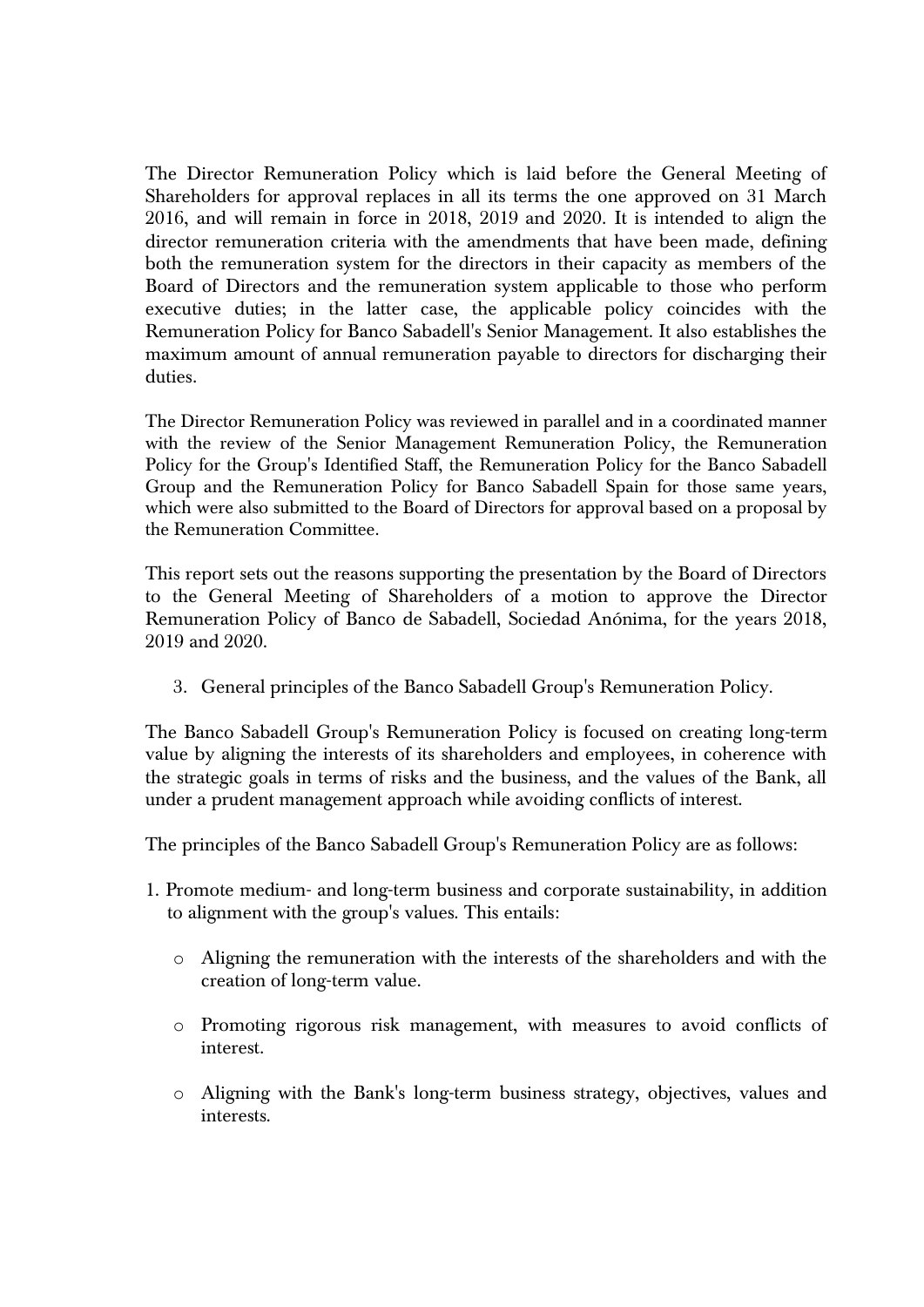The Director Remuneration Policy which is laid before the General Meeting of Shareholders for approval replaces in all its terms the one approved on 31 March 2016, and will remain in force in 2018, 2019 and 2020. It is intended to align the director remuneration criteria with the amendments that have been made, defining both the remuneration system for the directors in their capacity as members of the Board of Directors and the remuneration system applicable to those who perform executive duties; in the latter case, the applicable policy coincides with the Remuneration Policy for Banco Sabadell's Senior Management. It also establishes the maximum amount of annual remuneration payable to directors for discharging their duties.

The Director Remuneration Policy was reviewed in parallel and in a coordinated manner with the review of the Senior Management Remuneration Policy, the Remuneration Policy for the Group's Identified Staff, the Remuneration Policy for the Banco Sabadell Group and the Remuneration Policy for Banco Sabadell Spain for those same years, which were also submitted to the Board of Directors for approval based on a proposal by the Remuneration Committee.

This report sets out the reasons supporting the presentation by the Board of Directors to the General Meeting of Shareholders of a motion to approve the Director Remuneration Policy of Banco de Sabadell, Sociedad Anónima, for the years 2018, 2019 and 2020.

3. General principles of the Banco Sabadell Group's Remuneration Policy.

The Banco Sabadell Group's Remuneration Policy is focused on creating long-term value by aligning the interests of its shareholders and employees, in coherence with the strategic goals in terms of risks and the business, and the values of the Bank, all under a prudent management approach while avoiding conflicts of interest.

The principles of the Banco Sabadell Group's Remuneration Policy are as follows:

1. Promote medium- and long-term business and corporate sustainability, in addition to alignment with the group's values. This entails:

    - Aligning the remuneration with the interests of the shareholders and with the creation of long-term value.

    - Promoting rigorous risk management, with measures to avoid conflicts of interest.

    - Aligning with the Bank's long-term business strategy, objectives, values and interests.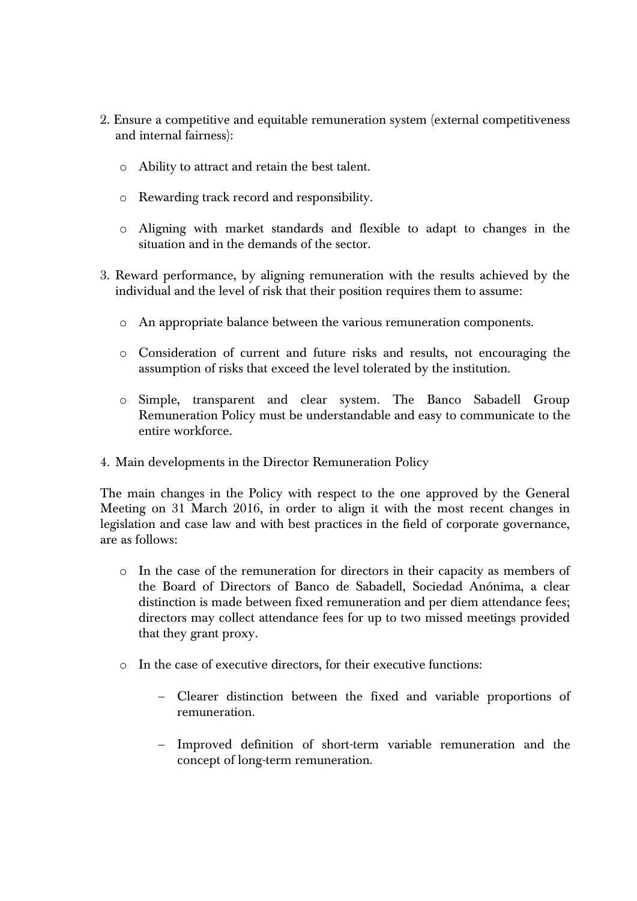2. Ensure a competitive and equitable remuneration system (external competitiveness and internal fairness):

    - Ability to attract and retain the best talent.
    - Rewarding track record and responsibility.
    - Aligning with market standards and flexible to adapt to changes in the situation and in the demands of the sector.

3. Reward performance, by aligning remuneration with the results achieved by the individual and the level of risk that their position requires them to assume:

    - An appropriate balance between the various remuneration components.
    - Consideration of current and future risks and results, not encouraging the assumption of risks that exceed the level tolerated by the institution.
    - Simple, transparent and clear system. The Banco Sabadell Group Remuneration Policy must be understandable and easy to communicate to the entire workforce.

4. Main developments in the Director Remuneration Policy

The main changes in the Policy with respect to the one approved by the General Meeting on 31 March 2016, in order to align it with the most recent changes in legislation and case law and with best practices in the field of corporate governance, are as follows:

- In the case of the remuneration for directors in their capacity as members of the Board of Directors of Banco de Sabadell, Sociedad Anónima, a clear distinction is made between fixed remuneration and per diem attendance fees; directors may collect attendance fees for up to two missed meetings provided that they grant proxy.
- In the case of executive directors, for their executive functions:
    - Clearer distinction between the fixed and variable proportions of remuneration.
    - Improved definition of short-term variable remuneration and the concept of long-term remuneration.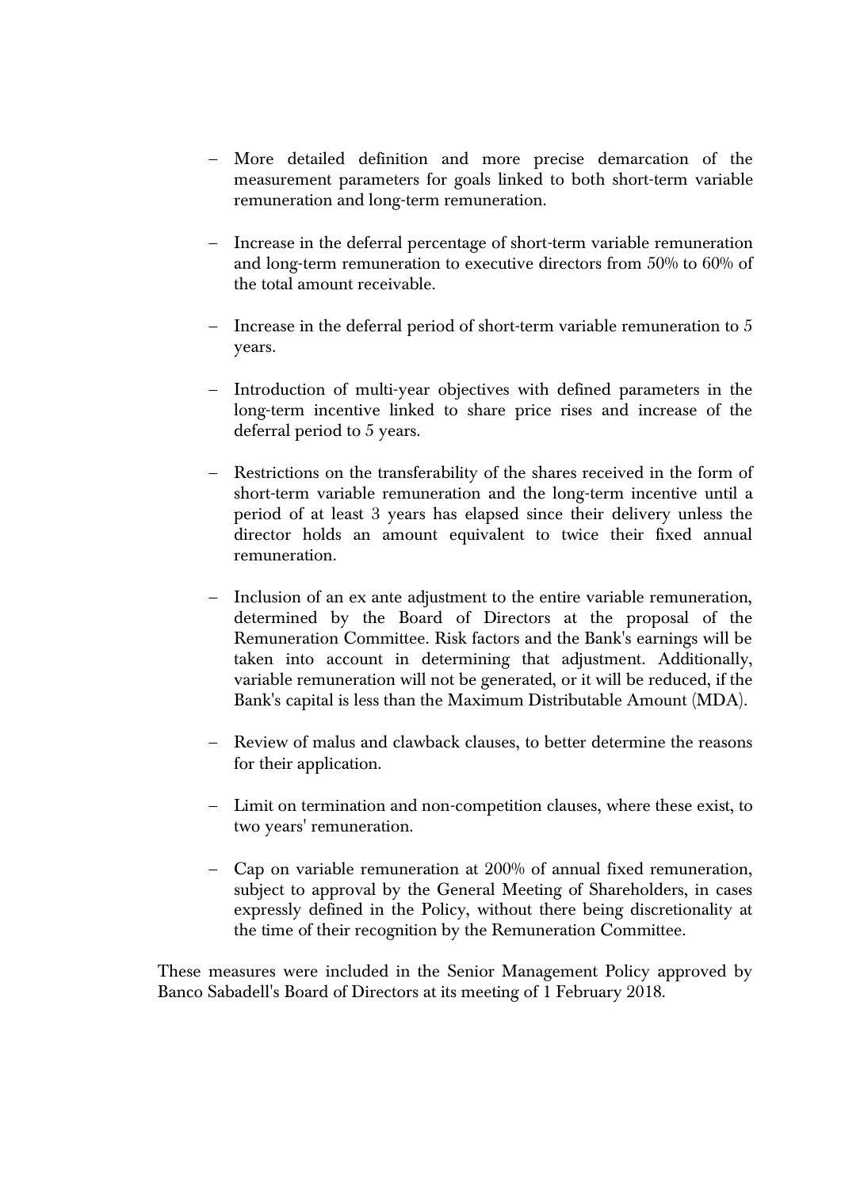- More detailed definition and more precise demarcation of the measurement parameters for goals linked to both short-term variable remuneration and long-term remuneration.

- Increase in the deferral percentage of short-term variable remuneration and long-term remuneration to executive directors from 50% to 60% of the total amount receivable.

- Increase in the deferral period of short-term variable remuneration to 5 years.

- Introduction of multi-year objectives with defined parameters in the long-term incentive linked to share price rises and increase of the deferral period to 5 years.

- Restrictions on the transferability of the shares received in the form of short-term variable remuneration and the long-term incentive until a period of at least 3 years has elapsed since their delivery unless the director holds an amount equivalent to twice their fixed annual remuneration.

- Inclusion of an ex ante adjustment to the entire variable remuneration, determined by the Board of Directors at the proposal of the Remuneration Committee. Risk factors and the Bank's earnings will be taken into account in determining that adjustment. Additionally, variable remuneration will not be generated, or it will be reduced, if the Bank's capital is less than the Maximum Distributable Amount (MDA).

- Review of malus and clawback clauses, to better determine the reasons for their application.

- Limit on termination and non-competition clauses, where these exist, to two years' remuneration.

- Cap on variable remuneration at 200% of annual fixed remuneration, subject to approval by the General Meeting of Shareholders, in cases expressly defined in the Policy, without there being discretionality at the time of their recognition by the Remuneration Committee.

These measures were included in the Senior Management Policy approved by Banco Sabadell's Board of Directors at its meeting of 1 February 2018.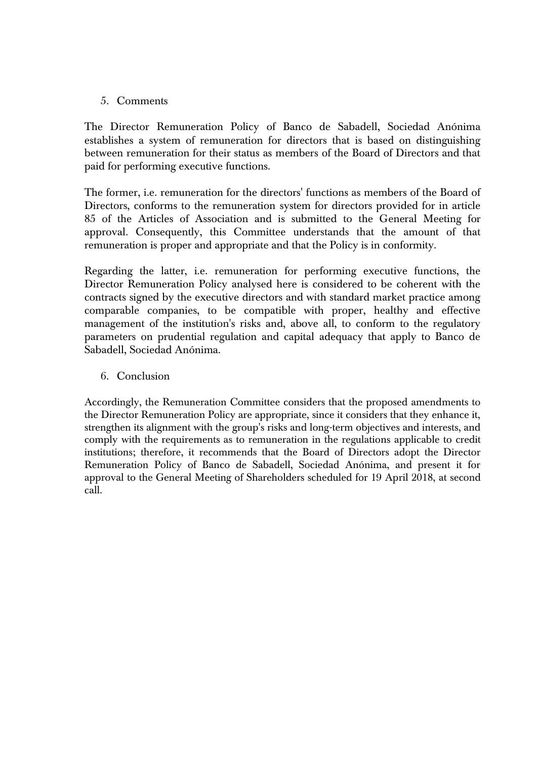5. Comments

The Director Remuneration Policy of Banco de Sabadell, Sociedad Anónima establishes a system of remuneration for directors that is based on distinguishing between remuneration for their status as members of the Board of Directors and that paid for performing executive functions.

The former, i.e. remuneration for the directors' functions as members of the Board of Directors, conforms to the remuneration system for directors provided for in article 85 of the Articles of Association and is submitted to the General Meeting for approval. Consequently, this Committee understands that the amount of that remuneration is proper and appropriate and that the Policy is in conformity.

Regarding the latter, i.e. remuneration for performing executive functions, the Director Remuneration Policy analysed here is considered to be coherent with the contracts signed by the executive directors and with standard market practice among comparable companies, to be compatible with proper, healthy and effective management of the institution's risks and, above all, to conform to the regulatory parameters on prudential regulation and capital adequacy that apply to Banco de Sabadell, Sociedad Anónima.

6. Conclusion

Accordingly, the Remuneration Committee considers that the proposed amendments to the Director Remuneration Policy are appropriate, since it considers that they enhance it, strengthen its alignment with the group's risks and long-term objectives and interests, and comply with the requirements as to remuneration in the regulations applicable to credit institutions; therefore, it recommends that the Board of Directors adopt the Director Remuneration Policy of Banco de Sabadell, Sociedad Anónima, and present it for approval to the General Meeting of Shareholders scheduled for 19 April 2018, at second call.